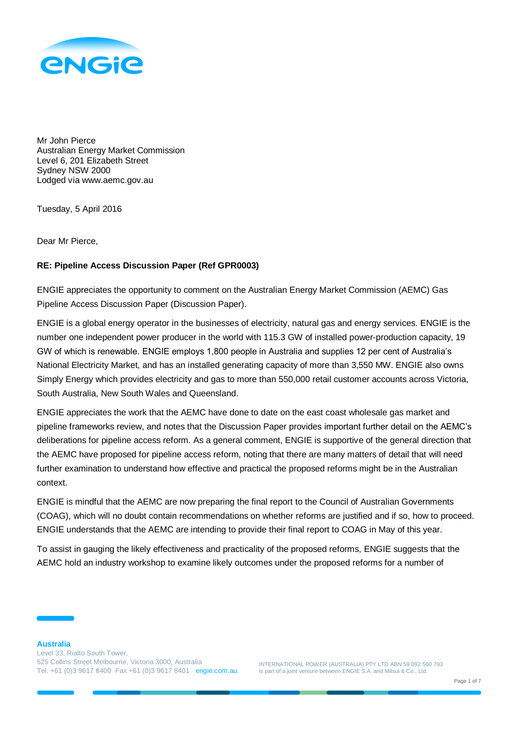Mr John Pierce
Australian Energy Market Commission
Level 6, 201 Elizabeth Street
Sydney NSW 2000
Lodged via www.aemc.gov.au

Tuesday, 5 April 2016

Dear Mr Pierce,

**RE: Pipeline Access Discussion Paper (Ref GPR0003)**

ENGIE appreciates the opportunity to comment on the Australian Energy Market Commission (AEMC) Gas Pipeline Access Discussion Paper (Discussion Paper).

ENGIE is a global energy operator in the businesses of electricity, natural gas and energy services. ENGIE is the number one independent power producer in the world with 115.3 GW of installed power-production capacity, 19 GW of which is renewable. ENGIE employs 1,800 people in Australia and supplies 12 per cent of Australia's National Electricity Market, and has an installed generating capacity of more than 3,550 MW. ENGIE also owns Simply Energy which provides electricity and gas to more than 550,000 retail customer accounts across Victoria, South Australia, New South Wales and Queensland.

ENGIE appreciates the work that the AEMC have done to date on the east coast wholesale gas market and pipeline frameworks review, and notes that the Discussion Paper provides important further detail on the AEMC's deliberations for pipeline access reform. As a general comment, ENGIE is supportive of the general direction that the AEMC have proposed for pipeline access reform, noting that there are many matters of detail that will need further examination to understand how effective and practical the proposed reforms might be in the Australian context.

ENGIE is mindful that the AEMC are now preparing the final report to the Council of Australian Governments (COAG), which will no doubt contain recommendations on whether reforms are justified and if so, how to proceed. ENGIE understands that the AEMC are intending to provide their final report to COAG in May of this year.

To assist in gauging the likely effectiveness and practicality of the proposed reforms, ENGIE suggests that the AEMC hold an industry workshop to examine likely outcomes under the proposed reforms for a number of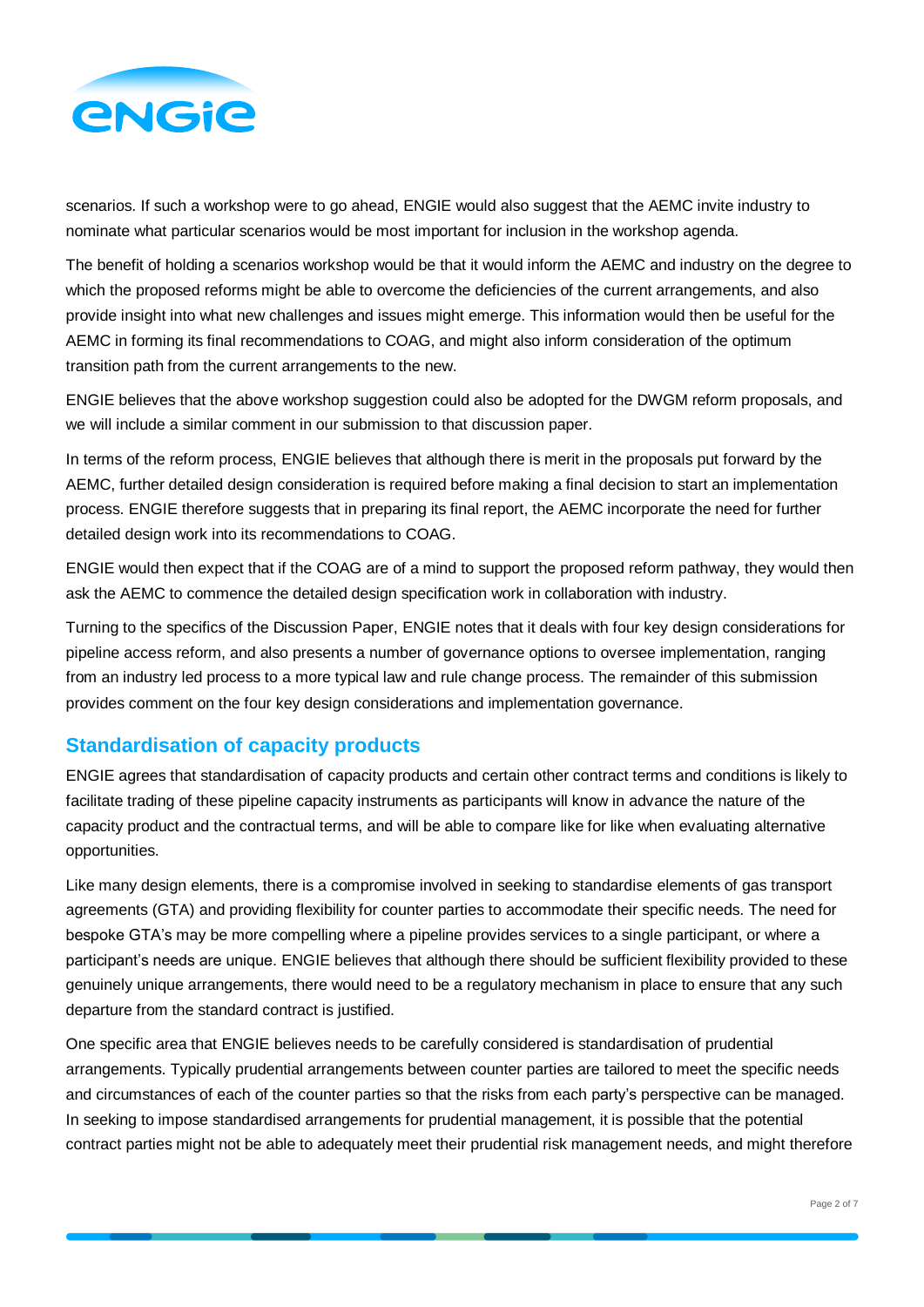scenarios. If such a workshop were to go ahead, ENGIE would also suggest that the AEMC invite industry to nominate what particular scenarios would be most important for inclusion in the workshop agenda.

The benefit of holding a scenarios workshop would be that it would inform the AEMC and industry on the degree to which the proposed reforms might be able to overcome the deficiencies of the current arrangements, and also provide insight into what new challenges and issues might emerge. This information would then be useful for the AEMC in forming its final recommendations to COAG, and might also inform consideration of the optimum transition path from the current arrangements to the new.

ENGIE believes that the above workshop suggestion could also be adopted for the DWGM reform proposals, and we will include a similar comment in our submission to that discussion paper.

In terms of the reform process, ENGIE believes that although there is merit in the proposals put forward by the AEMC, further detailed design consideration is required before making a final decision to start an implementation process. ENGIE therefore suggests that in preparing its final report, the AEMC incorporate the need for further detailed design work into its recommendations to COAG.

ENGIE would then expect that if the COAG are of a mind to support the proposed reform pathway, they would then ask the AEMC to commence the detailed design specification work in collaboration with industry.

Turning to the specifics of the Discussion Paper, ENGIE notes that it deals with four key design considerations for pipeline access reform, and also presents a number of governance options to oversee implementation, ranging from an industry led process to a more typical law and rule change process. The remainder of this submission provides comment on the four key design considerations and implementation governance.

## Standardisation of capacity products

ENGIE agrees that standardisation of capacity products and certain other contract terms and conditions is likely to facilitate trading of these pipeline capacity instruments as participants will know in advance the nature of the capacity product and the contractual terms, and will be able to compare like for like when evaluating alternative opportunities.

Like many design elements, there is a compromise involved in seeking to standardise elements of gas transport agreements (GTA) and providing flexibility for counter parties to accommodate their specific needs. The need for bespoke GTA's may be more compelling where a pipeline provides services to a single participant, or where a participant's needs are unique. ENGIE believes that although there should be sufficient flexibility provided to these genuinely unique arrangements, there would need to be a regulatory mechanism in place to ensure that any such departure from the standard contract is justified.

One specific area that ENGIE believes needs to be carefully considered is standardisation of prudential arrangements. Typically prudential arrangements between counter parties are tailored to meet the specific needs and circumstances of each of the counter parties so that the risks from each party's perspective can be managed. In seeking to impose standardised arrangements for prudential management, it is possible that the potential contract parties might not be able to adequately meet their prudential risk management needs, and might therefore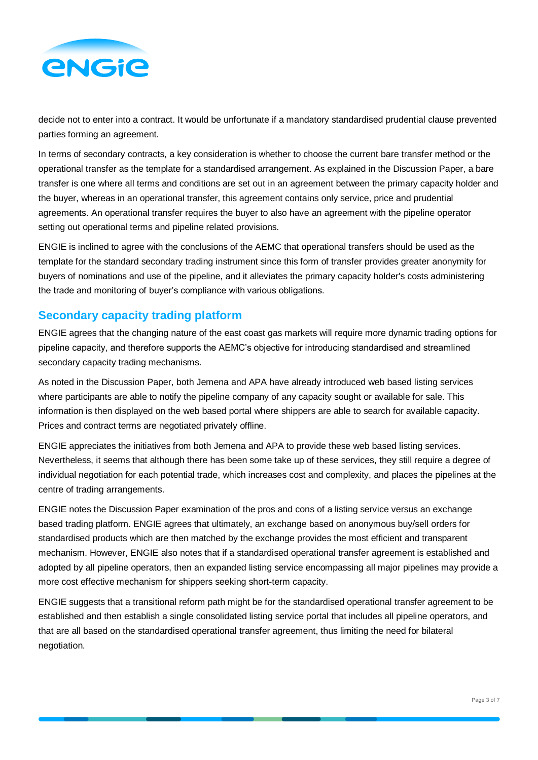decide not to enter into a contract. It would be unfortunate if a mandatory standardised prudential clause prevented parties forming an agreement.

In terms of secondary contracts, a key consideration is whether to choose the current bare transfer method or the operational transfer as the template for a standardised arrangement. As explained in the Discussion Paper, a bare transfer is one where all terms and conditions are set out in an agreement between the primary capacity holder and the buyer, whereas in an operational transfer, this agreement contains only service, price and prudential agreements. An operational transfer requires the buyer to also have an agreement with the pipeline operator setting out operational terms and pipeline related provisions.

ENGIE is inclined to agree with the conclusions of the AEMC that operational transfers should be used as the template for the standard secondary trading instrument since this form of transfer provides greater anonymity for buyers of nominations and use of the pipeline, and it alleviates the primary capacity holder's costs administering the trade and monitoring of buyer's compliance with various obligations.

## Secondary capacity trading platform

ENGIE agrees that the changing nature of the east coast gas markets will require more dynamic trading options for pipeline capacity, and therefore supports the AEMC's objective for introducing standardised and streamlined secondary capacity trading mechanisms.

As noted in the Discussion Paper, both Jemena and APA have already introduced web based listing services where participants are able to notify the pipeline company of any capacity sought or available for sale. This information is then displayed on the web based portal where shippers are able to search for available capacity. Prices and contract terms are negotiated privately offline.

ENGIE appreciates the initiatives from both Jemena and APA to provide these web based listing services. Nevertheless, it seems that although there has been some take up of these services, they still require a degree of individual negotiation for each potential trade, which increases cost and complexity, and places the pipelines at the centre of trading arrangements.

ENGIE notes the Discussion Paper examination of the pros and cons of a listing service versus an exchange based trading platform. ENGIE agrees that ultimately, an exchange based on anonymous buy/sell orders for standardised products which are then matched by the exchange provides the most efficient and transparent mechanism. However, ENGIE also notes that if a standardised operational transfer agreement is established and adopted by all pipeline operators, then an expanded listing service encompassing all major pipelines may provide a more cost effective mechanism for shippers seeking short-term capacity.

ENGIE suggests that a transitional reform path might be for the standardised operational transfer agreement to be established and then establish a single consolidated listing service portal that includes all pipeline operators, and that are all based on the standardised operational transfer agreement, thus limiting the need for bilateral negotiation.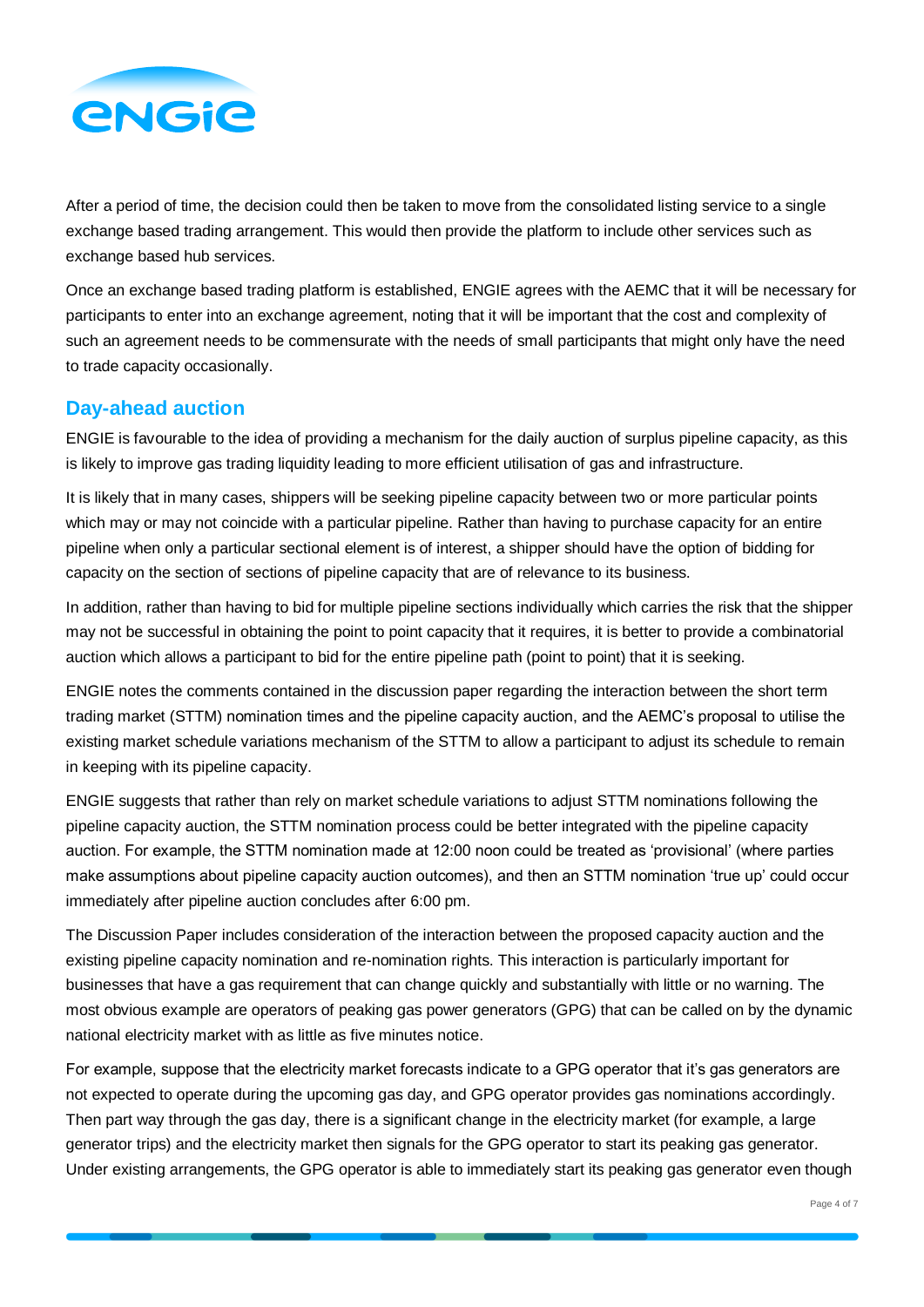After a period of time, the decision could then be taken to move from the consolidated listing service to a single exchange based trading arrangement. This would then provide the platform to include other services such as exchange based hub services.

Once an exchange based trading platform is established, ENGIE agrees with the AEMC that it will be necessary for participants to enter into an exchange agreement, noting that it will be important that the cost and complexity of such an agreement needs to be commensurate with the needs of small participants that might only have the need to trade capacity occasionally.

## Day-ahead auction

ENGIE is favourable to the idea of providing a mechanism for the daily auction of surplus pipeline capacity, as this is likely to improve gas trading liquidity leading to more efficient utilisation of gas and infrastructure.

It is likely that in many cases, shippers will be seeking pipeline capacity between two or more particular points which may or may not coincide with a particular pipeline. Rather than having to purchase capacity for an entire pipeline when only a particular sectional element is of interest, a shipper should have the option of bidding for capacity on the section of sections of pipeline capacity that are of relevance to its business.

In addition, rather than having to bid for multiple pipeline sections individually which carries the risk that the shipper may not be successful in obtaining the point to point capacity that it requires, it is better to provide a combinatorial auction which allows a participant to bid for the entire pipeline path (point to point) that it is seeking.

ENGIE notes the comments contained in the discussion paper regarding the interaction between the short term trading market (STTM) nomination times and the pipeline capacity auction, and the AEMC's proposal to utilise the existing market schedule variations mechanism of the STTM to allow a participant to adjust its schedule to remain in keeping with its pipeline capacity.

ENGIE suggests that rather than rely on market schedule variations to adjust STTM nominations following the pipeline capacity auction, the STTM nomination process could be better integrated with the pipeline capacity auction. For example, the STTM nomination made at 12:00 noon could be treated as 'provisional' (where parties make assumptions about pipeline capacity auction outcomes), and then an STTM nomination 'true up' could occur immediately after pipeline auction concludes after 6:00 pm.

The Discussion Paper includes consideration of the interaction between the proposed capacity auction and the existing pipeline capacity nomination and re-nomination rights. This interaction is particularly important for businesses that have a gas requirement that can change quickly and substantially with little or no warning. The most obvious example are operators of peaking gas power generators (GPG) that can be called on by the dynamic national electricity market with as little as five minutes notice.

For example, suppose that the electricity market forecasts indicate to a GPG operator that it's gas generators are not expected to operate during the upcoming gas day, and GPG operator provides gas nominations accordingly. Then part way through the gas day, there is a significant change in the electricity market (for example, a large generator trips) and the electricity market then signals for the GPG operator to start its peaking gas generator. Under existing arrangements, the GPG operator is able to immediately start its peaking gas generator even though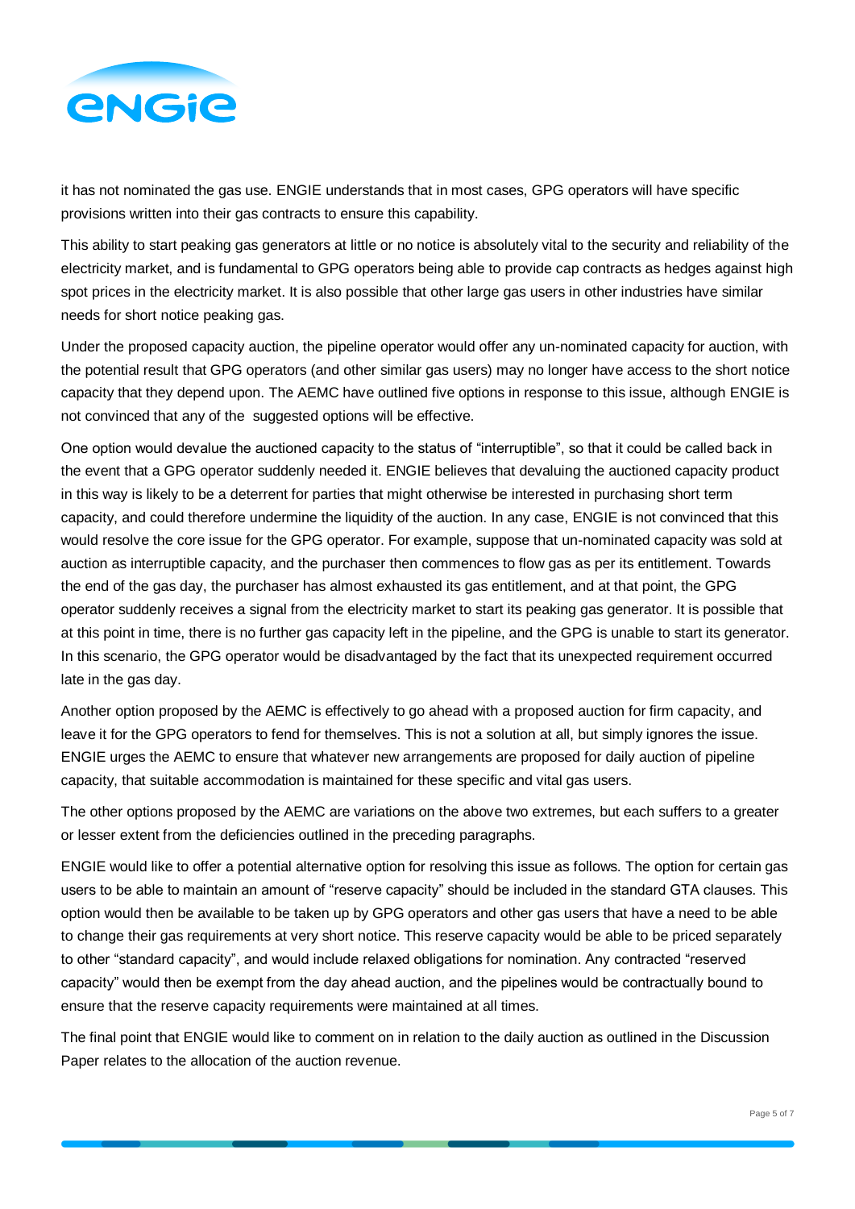it has not nominated the gas use. ENGIE understands that in most cases, GPG operators will have specific provisions written into their gas contracts to ensure this capability.

This ability to start peaking gas generators at little or no notice is absolutely vital to the security and reliability of the electricity market, and is fundamental to GPG operators being able to provide cap contracts as hedges against high spot prices in the electricity market. It is also possible that other large gas users in other industries have similar needs for short notice peaking gas.

Under the proposed capacity auction, the pipeline operator would offer any un-nominated capacity for auction, with the potential result that GPG operators (and other similar gas users) may no longer have access to the short notice capacity that they depend upon. The AEMC have outlined five options in response to this issue, although ENGIE is not convinced that any of the suggested options will be effective.

One option would devalue the auctioned capacity to the status of "interruptible", so that it could be called back in the event that a GPG operator suddenly needed it. ENGIE believes that devaluing the auctioned capacity product in this way is likely to be a deterrent for parties that might otherwise be interested in purchasing short term capacity, and could therefore undermine the liquidity of the auction. In any case, ENGIE is not convinced that this would resolve the core issue for the GPG operator. For example, suppose that un-nominated capacity was sold at auction as interruptible capacity, and the purchaser then commences to flow gas as per its entitlement. Towards the end of the gas day, the purchaser has almost exhausted its gas entitlement, and at that point, the GPG operator suddenly receives a signal from the electricity market to start its peaking gas generator. It is possible that at this point in time, there is no further gas capacity left in the pipeline, and the GPG is unable to start its generator. In this scenario, the GPG operator would be disadvantaged by the fact that its unexpected requirement occurred late in the gas day.

Another option proposed by the AEMC is effectively to go ahead with a proposed auction for firm capacity, and leave it for the GPG operators to fend for themselves. This is not a solution at all, but simply ignores the issue. ENGIE urges the AEMC to ensure that whatever new arrangements are proposed for daily auction of pipeline capacity, that suitable accommodation is maintained for these specific and vital gas users.

The other options proposed by the AEMC are variations on the above two extremes, but each suffers to a greater or lesser extent from the deficiencies outlined in the preceding paragraphs.

ENGIE would like to offer a potential alternative option for resolving this issue as follows. The option for certain gas users to be able to maintain an amount of "reserve capacity" should be included in the standard GTA clauses. This option would then be available to be taken up by GPG operators and other gas users that have a need to be able to change their gas requirements at very short notice. This reserve capacity would be able to be priced separately to other "standard capacity", and would include relaxed obligations for nomination. Any contracted "reserved capacity" would then be exempt from the day ahead auction, and the pipelines would be contractually bound to ensure that the reserve capacity requirements were maintained at all times.

The final point that ENGIE would like to comment on in relation to the daily auction as outlined in the Discussion Paper relates to the allocation of the auction revenue.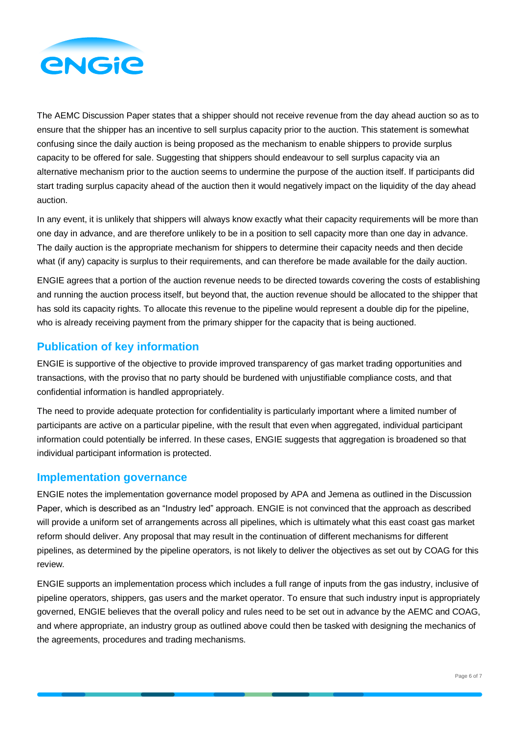The AEMC Discussion Paper states that a shipper should not receive revenue from the day ahead auction so as to ensure that the shipper has an incentive to sell surplus capacity prior to the auction. This statement is somewhat confusing since the daily auction is being proposed as the mechanism to enable shippers to provide surplus capacity to be offered for sale. Suggesting that shippers should endeavour to sell surplus capacity via an alternative mechanism prior to the auction seems to undermine the purpose of the auction itself. If participants did start trading surplus capacity ahead of the auction then it would negatively impact on the liquidity of the day ahead auction.

In any event, it is unlikely that shippers will always know exactly what their capacity requirements will be more than one day in advance, and are therefore unlikely to be in a position to sell capacity more than one day in advance. The daily auction is the appropriate mechanism for shippers to determine their capacity needs and then decide what (if any) capacity is surplus to their requirements, and can therefore be made available for the daily auction.

ENGIE agrees that a portion of the auction revenue needs to be directed towards covering the costs of establishing and running the auction process itself, but beyond that, the auction revenue should be allocated to the shipper that has sold its capacity rights. To allocate this revenue to the pipeline would represent a double dip for the pipeline, who is already receiving payment from the primary shipper for the capacity that is being auctioned.

## Publication of key information

ENGIE is supportive of the objective to provide improved transparency of gas market trading opportunities and transactions, with the proviso that no party should be burdened with unjustifiable compliance costs, and that confidential information is handled appropriately.

The need to provide adequate protection for confidentiality is particularly important where a limited number of participants are active on a particular pipeline, with the result that even when aggregated, individual participant information could potentially be inferred. In these cases, ENGIE suggests that aggregation is broadened so that individual participant information is protected.

## Implementation governance

ENGIE notes the implementation governance model proposed by APA and Jemena as outlined in the Discussion Paper, which is described as an "Industry led" approach. ENGIE is not convinced that the approach as described will provide a uniform set of arrangements across all pipelines, which is ultimately what this east coast gas market reform should deliver. Any proposal that may result in the continuation of different mechanisms for different pipelines, as determined by the pipeline operators, is not likely to deliver the objectives as set out by COAG for this review.

ENGIE supports an implementation process which includes a full range of inputs from the gas industry, inclusive of pipeline operators, shippers, gas users and the market operator. To ensure that such industry input is appropriately governed, ENGIE believes that the overall policy and rules need to be set out in advance by the AEMC and COAG, and where appropriate, an industry group as outlined above could then be tasked with designing the mechanics of the agreements, procedures and trading mechanisms.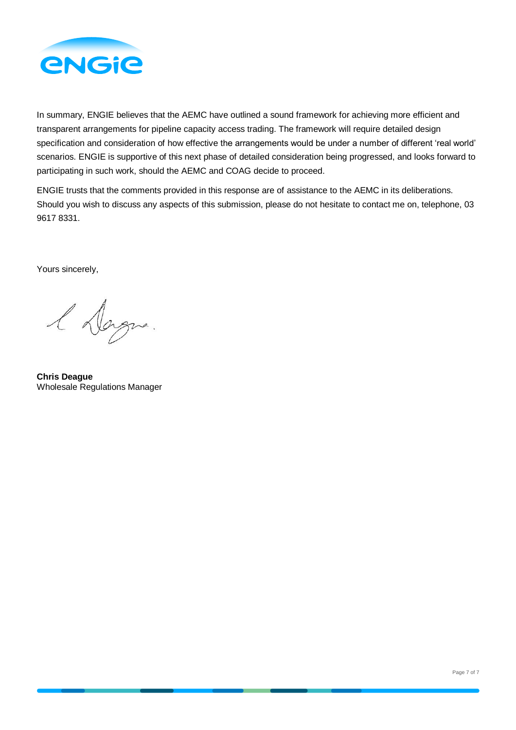In summary, ENGIE believes that the AEMC have outlined a sound framework for achieving more efficient and transparent arrangements for pipeline capacity access trading. The framework will require detailed design specification and consideration of how effective the arrangements would be under a number of different 'real world' scenarios. ENGIE is supportive of this next phase of detailed consideration being progressed, and looks forward to participating in such work, should the AEMC and COAG decide to proceed.

ENGIE trusts that the comments provided in this response are of assistance to the AEMC in its deliberations. Should you wish to discuss any aspects of this submission, please do not hesitate to contact me on, telephone, 03 9617 8331.

Yours sincerely,

**Chris Deague**
Wholesale Regulations Manager